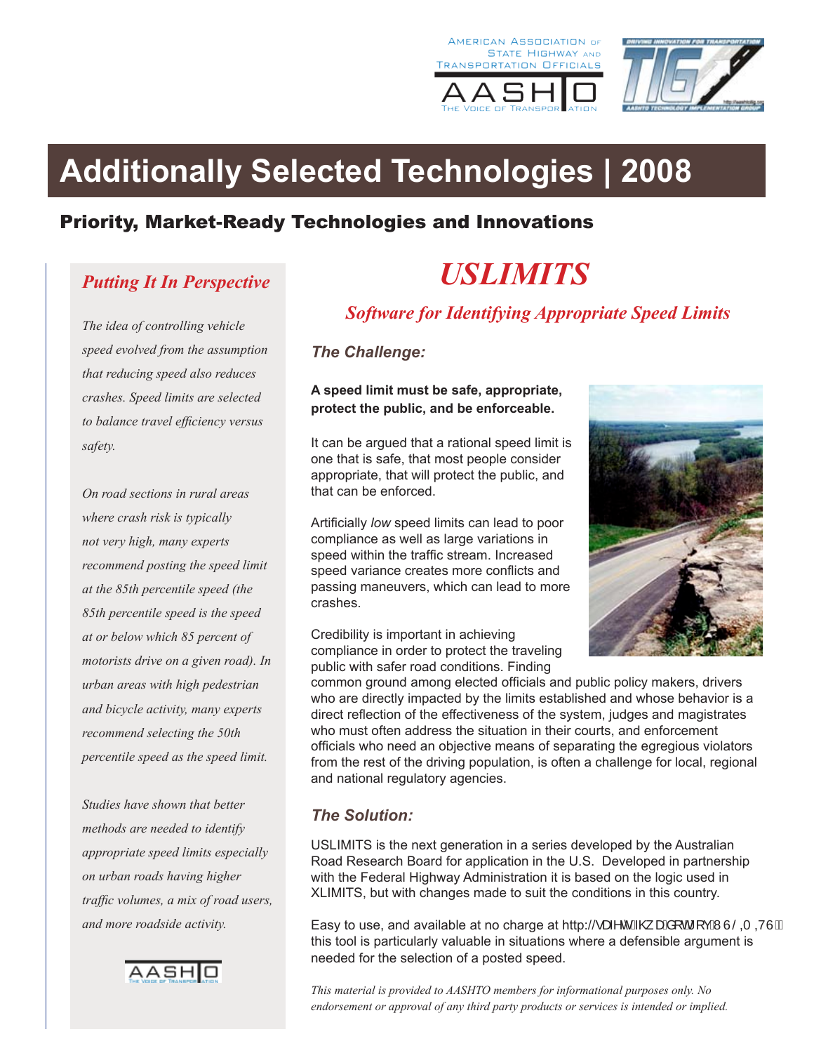# Additionally Selected Technologies | 2008

## Priority, Market-Ready Technologies and Innovations

### *Putting It In Perspective*

*The idea of controlling vehicle speed evolved from the assumption that reducing speed also reduces crashes. Speed limits are selected to balance travel efficiency versus safety.*

*On road sections in rural areas where crash risk is typically not very high, many experts recommend posting the speed limit at the 85th percentile speed (the 85th percentile speed is the speed at or below which 85 percent of motorists drive on a given road). In urban areas with high pedestrian and bicycle activity, many experts recommend selecting the 50th percentile speed as the speed limit.*

*Studies have shown that better methods are needed to identify appropriate speed limits especially on urban roads having higher traffic volumes, a mix of road users, and more roadside activity.*

# *USLIMITS*

## *Software for Identifying Appropriate Speed Limits*

### *The Challenge:*

**A speed limit must be safe, appropriate, protect the public, and be enforceable.**

It can be argued that a rational speed limit is one that is safe, that most people consider appropriate, that will protect the public, and that can be enforced.

Artificially *low* speed limits can lead to poor compliance as well as large variations in speed within the traffic stream. Increased speed variance creates more conflicts and passing maneuvers, which can lead to more crashes.

Credibility is important in achieving compliance in order to protect the traveling public with safer road conditions. Finding common ground among elected officials and public policy makers, drivers who are directly impacted by the limits established and whose behavior is a direct reflection of the effectiveness of the system, judges and magistrates who must often address the situation in their courts, and enforcement officials who need an objective means of separating the egregious violators from the rest of the driving population, is often a challenge for local, regional and national regulatory agencies.

### *The Solution:*

USLIMITS is the next generation in a series developed by the Australian Road Research Board for application in the U.S. Developed in partnership with the Federal Highway Administration it is based on the logic used in XLIMITS, but with changes made to suit the conditions in this country.

Easy to use, and available at no charge at http://safety.fhwa.dot.gov/USLIMITS/ this tool is particularly valuable in situations where a defensible argument is needed for the selection of a posted speed.

*This material is provided to AASHTO members for informational purposes only. No endorsement or approval of any third party products or services is intended or implied.*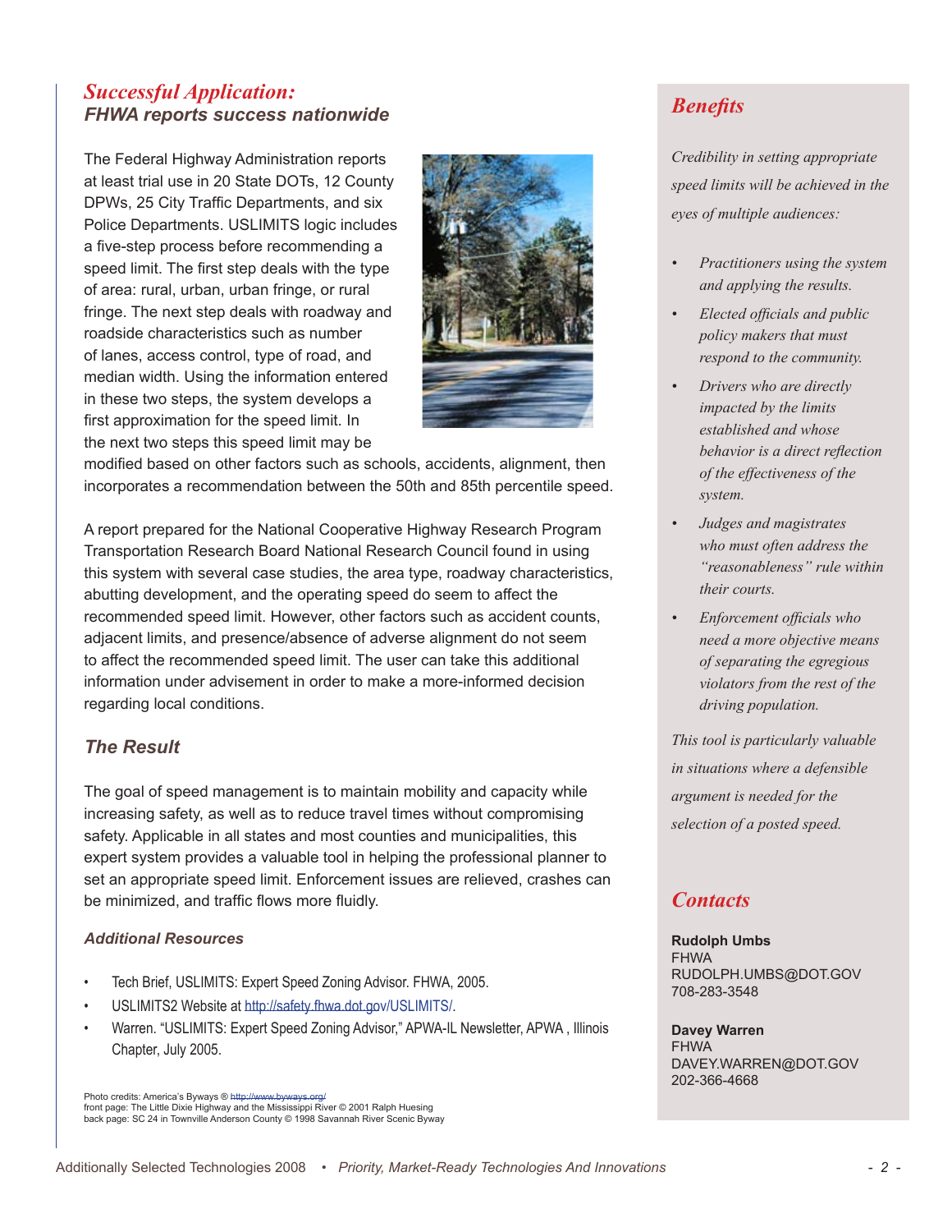## *Successful Application:*
### *FHWA reports success nationwide*

The Federal Highway Administration reports at least trial use in 20 State DOTs, 12 County DPWs, 25 City Traffic Departments, and six Police Departments. USLIMITS logic includes a five-step process before recommending a speed limit. The first step deals with the type of area: rural, urban, urban fringe, or rural fringe. The next step deals with roadway and roadside characteristics such as number of lanes, access control, type of road, and median width. Using the information entered in these two steps, the system develops a first approximation for the speed limit. In the next two steps this speed limit may be modified based on other factors such as schools, accidents, alignment, then incorporates a recommendation between the 50th and 85th percentile speed.

A report prepared for the National Cooperative Highway Research Program Transportation Research Board National Research Council found in using this system with several case studies, the area type, roadway characteristics, abutting development, and the operating speed do seem to affect the recommended speed limit. However, other factors such as accident counts, adjacent limits, and presence/absence of adverse alignment do not seem to affect the recommended speed limit. The user can take this additional information under advisement in order to make a more-informed decision regarding local conditions.

### *The Result*

The goal of speed management is to maintain mobility and capacity while increasing safety, as well as to reduce travel times without compromising safety. Applicable in all states and most counties and municipalities, this expert system provides a valuable tool in helping the professional planner to set an appropriate speed limit. Enforcement issues are relieved, crashes can be minimized, and traffic flows more fluidly.

#### *Additional Resources*

- Tech Brief, USLIMITS: Expert Speed Zoning Advisor. FHWA, 2005.
- USLIMITS2 Website at http://safety.fhwa.dot.gov/USLIMITS/.
- Warren. "USLIMITS: Expert Speed Zoning Advisor," APWA-IL Newsletter, APWA , Illinois Chapter, July 2005.

Photo credits: America's Byways ® http://www.byways.org/
front page: The Little Dixie Highway and the Mississippi River © 2001 Ralph Huesing
back page: SC 24 in Townville Anderson County © 1998 Savannah River Scenic Byway

## *Benefits*

*Credibility in setting appropriate speed limits will be achieved in the eyes of multiple audiences:*

- *Practitioners using the system and applying the results.*
- *Elected officials and public policy makers that must respond to the community.*
- *Drivers who are directly impacted by the limits established and whose behavior is a direct reflection of the effectiveness of the system.*
- *Judges and magistrates who must often address the "reasonableness" rule within their courts.*
- *Enforcement officials who need a more objective means of separating the egregious violators from the rest of the driving population.*

*This tool is particularly valuable in situations where a defensible argument is needed for the selection of a posted speed.*

## *Contacts*

**Rudolph Umbs**
FHWA
RUDOLPH.UMBS@DOT.GOV
708-283-3548

**Davey Warren**
FHWA
DAVEY.WARREN@DOT.GOV
202-366-4668